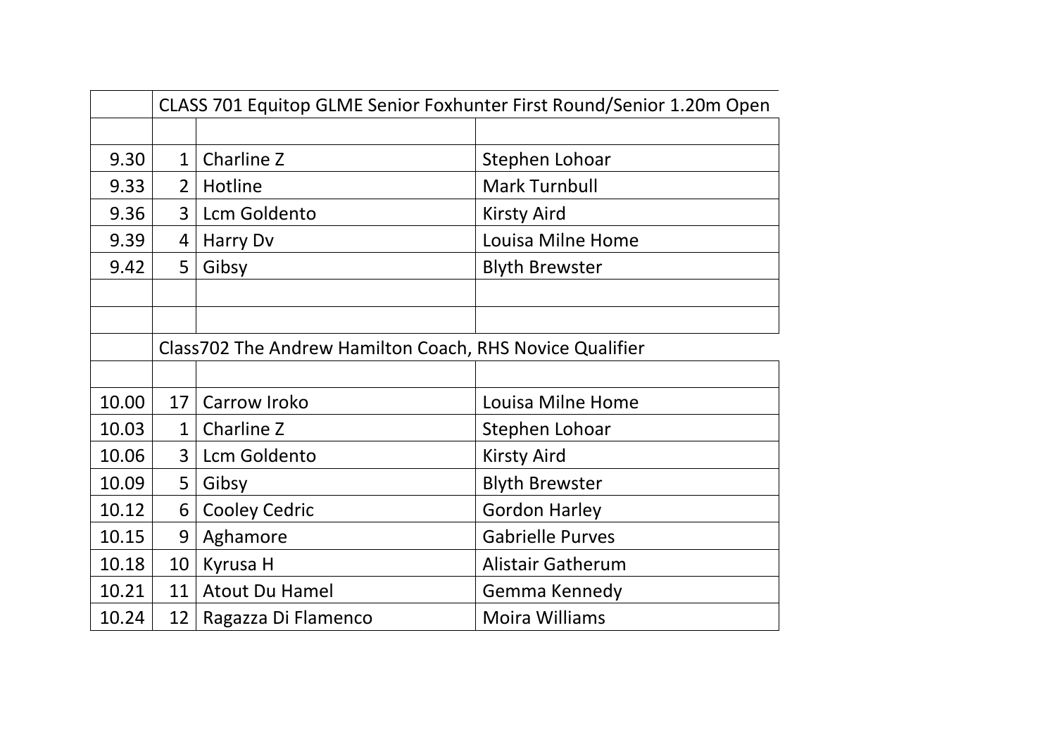| | CLASS 701 Equitop GLME Senior Foxhunter First Round/Senior 1.20m Open | | |
|---|---|---|---|
| | | | |
| 9.30 | 1 | Charline Z | Stephen Lohoar |
| 9.33 | 2 | Hotline | Mark Turnbull |
| 9.36 | 3 | Lcm Goldento | Kirsty Aird |
| 9.39 | 4 | Harry Dv | Louisa Milne Home |
| 9.42 | 5 | Gibsy | Blyth Brewster |
| | | | |
| | | | |
| | Class702 The Andrew Hamilton Coach, RHS Novice Qualifier | | |
| | | | |
| 10.00 | 17 | Carrow Iroko | Louisa Milne Home |
| 10.03 | 1 | Charline Z | Stephen Lohoar |
| 10.06 | 3 | Lcm Goldento | Kirsty Aird |
| 10.09 | 5 | Gibsy | Blyth Brewster |
| 10.12 | 6 | Cooley Cedric | Gordon Harley |
| 10.15 | 9 | Aghamore | Gabrielle Purves |
| 10.18 | 10 | Kyrusa H | Alistair Gatherum |
| 10.21 | 11 | Atout Du Hamel | Gemma Kennedy |
| 10.24 | 12 | Ragazza Di Flamenco | Moira Williams |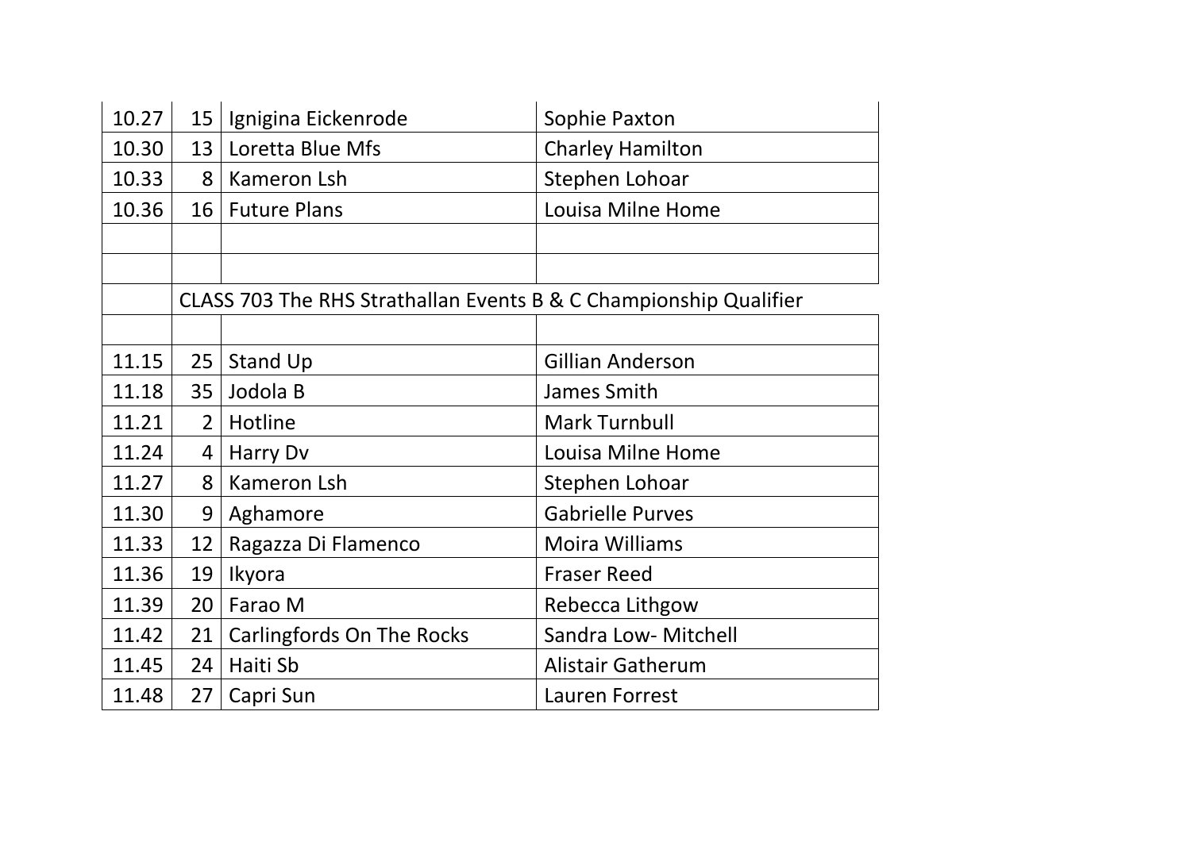| | | | |
|---|---|---|---|
| 10.27 | 15 | Ignigina Eickenrode | Sophie Paxton |
| 10.30 | 13 | Loretta Blue Mfs | Charley Hamilton |
| 10.33 | 8 | Kameron Lsh | Stephen Lohoar |
| 10.36 | 16 | Future Plans | Louisa Milne Home |
| | | | |
| | | | |
| | CLASS 703 The RHS Strathallan Events B & C Championship Qualifier | | |
| | | | |
| 11.15 | 25 | Stand Up | Gillian Anderson |
| 11.18 | 35 | Jodola B | James Smith |
| 11.21 | 2 | Hotline | Mark Turnbull |
| 11.24 | 4 | Harry Dv | Louisa Milne Home |
| 11.27 | 8 | Kameron Lsh | Stephen Lohoar |
| 11.30 | 9 | Aghamore | Gabrielle Purves |
| 11.33 | 12 | Ragazza Di Flamenco | Moira Williams |
| 11.36 | 19 | Ikyora | Fraser Reed |
| 11.39 | 20 | Farao M | Rebecca Lithgow |
| 11.42 | 21 | Carlingfords On The Rocks | Sandra Low- Mitchell |
| 11.45 | 24 | Haiti Sb | Alistair Gatherum |
| 11.48 | 27 | Capri Sun | Lauren Forrest |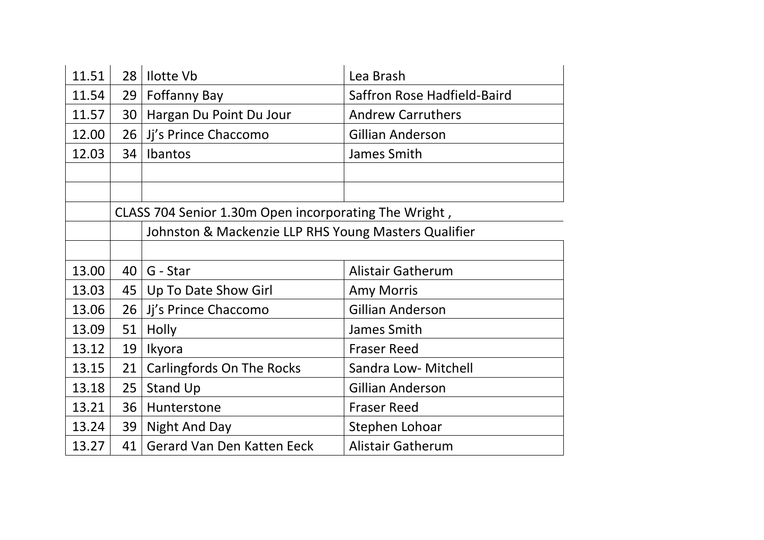| | | | |
|---|---|---|---|
| 11.51 | 28 | Ilotte Vb | Lea Brash |
| 11.54 | 29 | Foffanny Bay | Saffron Rose Hadfield-Baird |
| 11.57 | 30 | Hargan Du Point Du Jour | Andrew Carruthers |
| 12.00 | 26 | Jj's Prince Chaccomo | Gillian Anderson |
| 12.03 | 34 | Ibantos | James Smith |
| | | | |
| | | | |

CLASS 704 Senior 1.30m Open incorporating The Wright , Johnston & Mackenzie LLP RHS Young Masters Qualifier

| | | | |
|---|---|---|---|
| 13.00 | 40 | G - Star | Alistair Gatherum |
| 13.03 | 45 | Up To Date Show Girl | Amy Morris |
| 13.06 | 26 | Jj's Prince Chaccomo | Gillian Anderson |
| 13.09 | 51 | Holly | James Smith |
| 13.12 | 19 | Ikyora | Fraser Reed |
| 13.15 | 21 | Carlingfords On The Rocks | Sandra Low- Mitchell |
| 13.18 | 25 | Stand Up | Gillian Anderson |
| 13.21 | 36 | Hunterstone | Fraser Reed |
| 13.24 | 39 | Night And Day | Stephen Lohoar |
| 13.27 | 41 | Gerard Van Den Katten Eeck | Alistair Gatherum |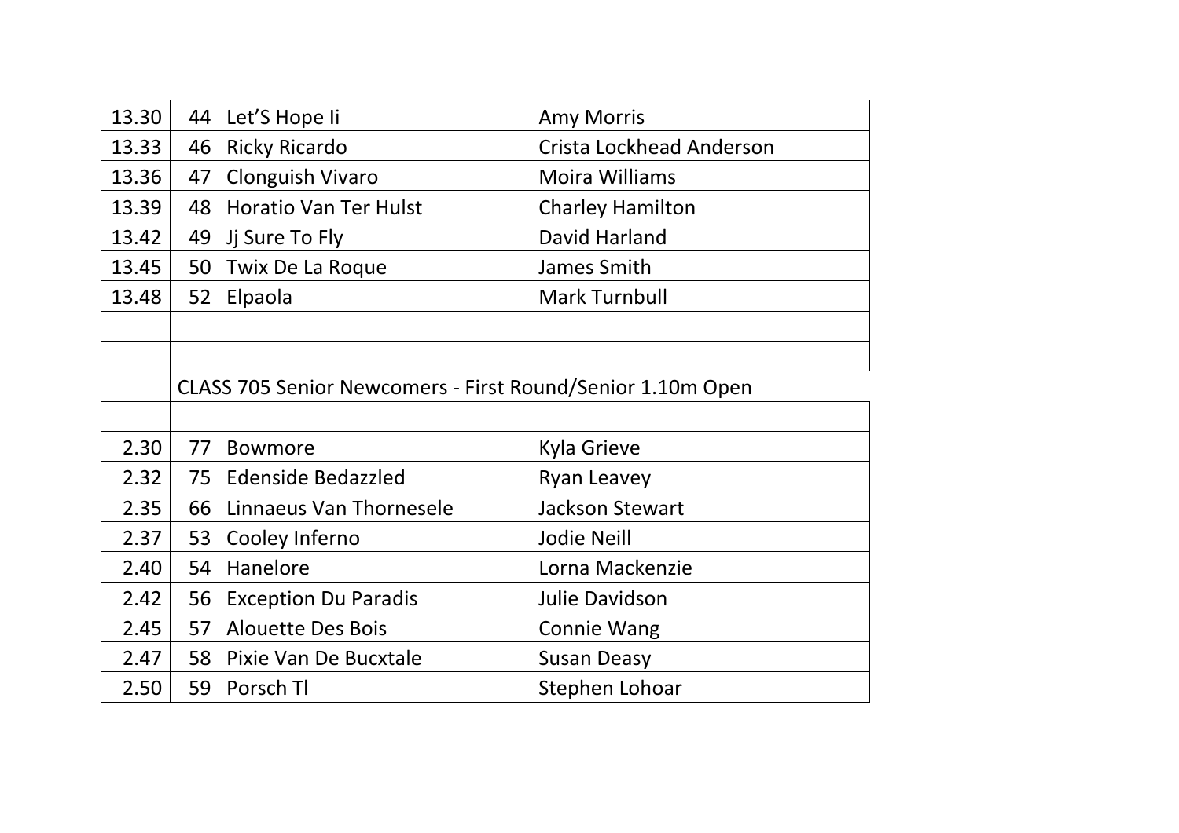| | | | |
|---|---|---|---|
| 13.30 | 44 | Let'S Hope Ii | Amy Morris |
| 13.33 | 46 | Ricky Ricardo | Crista Lockhead Anderson |
| 13.36 | 47 | Clonguish Vivaro | Moira Williams |
| 13.39 | 48 | Horatio Van Ter Hulst | Charley Hamilton |
| 13.42 | 49 | Jj Sure To Fly | David Harland |
| 13.45 | 50 | Twix De La Roque | James Smith |
| 13.48 | 52 | Elpaola | Mark Turnbull |
| | | | |
| | | | |
| | CLASS 705 Senior Newcomers - First Round/Senior 1.10m Open | | |
| | | | |
| 2.30 | 77 | Bowmore | Kyla Grieve |
| 2.32 | 75 | Edenside Bedazzled | Ryan Leavey |
| 2.35 | 66 | Linnaeus Van Thornesele | Jackson Stewart |
| 2.37 | 53 | Cooley Inferno | Jodie Neill |
| 2.40 | 54 | Hanelore | Lorna Mackenzie |
| 2.42 | 56 | Exception Du Paradis | Julie Davidson |
| 2.45 | 57 | Alouette Des Bois | Connie Wang |
| 2.47 | 58 | Pixie Van De Bucxtale | Susan Deasy |
| 2.50 | 59 | Porsch Tl | Stephen Lohoar |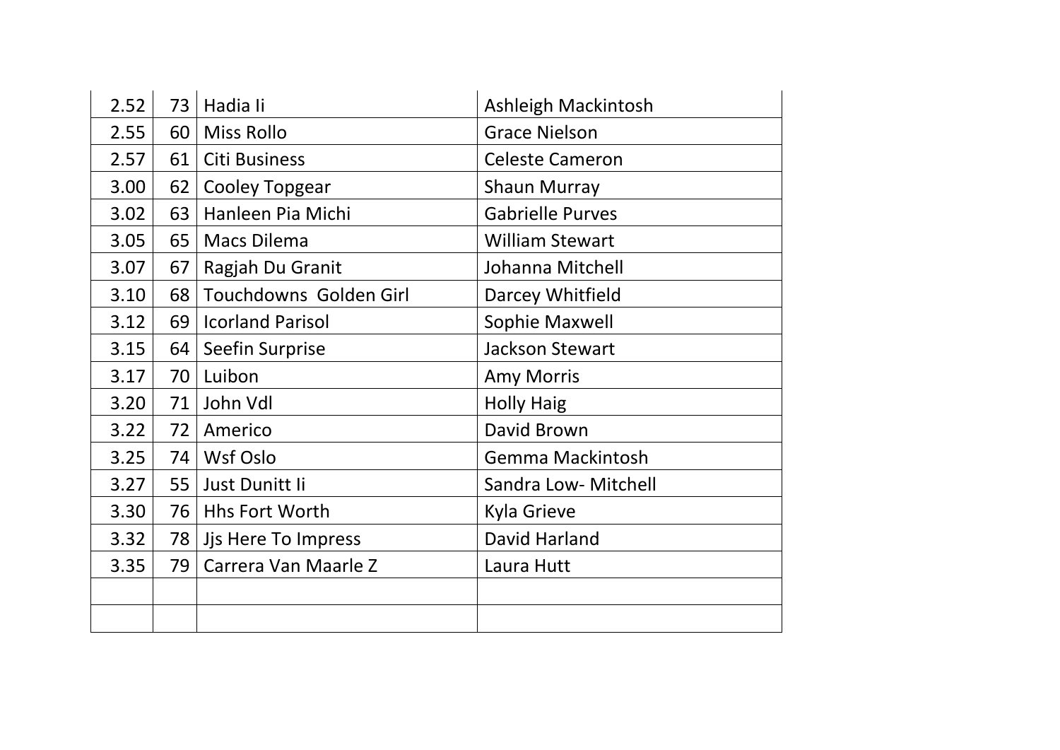| | | | |
|---|---|---|---|
| 2.52 | 73 | Hadia Ii | Ashleigh Mackintosh |
| 2.55 | 60 | Miss Rollo | Grace Nielson |
| 2.57 | 61 | Citi Business | Celeste Cameron |
| 3.00 | 62 | Cooley Topgear | Shaun Murray |
| 3.02 | 63 | Hanleen Pia Michi | Gabrielle Purves |
| 3.05 | 65 | Macs Dilema | William Stewart |
| 3.07 | 67 | Ragjah Du Granit | Johanna Mitchell |
| 3.10 | 68 | Touchdowns  Golden Girl | Darcey Whitfield |
| 3.12 | 69 | Icorland Parisol | Sophie Maxwell |
| 3.15 | 64 | Seefin Surprise | Jackson Stewart |
| 3.17 | 70 | Luibon | Amy Morris |
| 3.20 | 71 | John Vdl | Holly Haig |
| 3.22 | 72 | Americo | David Brown |
| 3.25 | 74 | Wsf Oslo | Gemma Mackintosh |
| 3.27 | 55 | Just Dunitt Ii | Sandra Low- Mitchell |
| 3.30 | 76 | Hhs Fort Worth | Kyla Grieve |
| 3.32 | 78 | Jjs Here To Impress | David Harland |
| 3.35 | 79 | Carrera Van Maarle Z | Laura Hutt |
| | | | |
| | | | |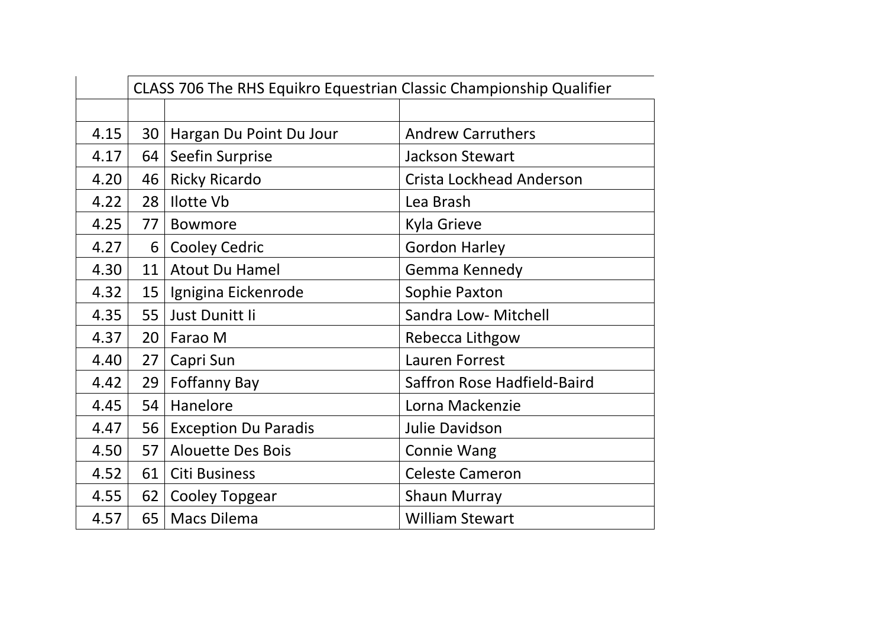| | CLASS 706 The RHS Equikro Equestrian Classic Championship Qualifier | | |
|---|---|---|---|
| | | | |
| 4.15 | 30 | Hargan Du Point Du Jour | Andrew Carruthers |
| 4.17 | 64 | Seefin Surprise | Jackson Stewart |
| 4.20 | 46 | Ricky Ricardo | Crista Lockhead Anderson |
| 4.22 | 28 | Ilotte Vb | Lea Brash |
| 4.25 | 77 | Bowmore | Kyla Grieve |
| 4.27 | 6 | Cooley Cedric | Gordon Harley |
| 4.30 | 11 | Atout Du Hamel | Gemma Kennedy |
| 4.32 | 15 | Ignigina Eickenrode | Sophie Paxton |
| 4.35 | 55 | Just Dunitt Ii | Sandra Low- Mitchell |
| 4.37 | 20 | Farao M | Rebecca Lithgow |
| 4.40 | 27 | Capri Sun | Lauren Forrest |
| 4.42 | 29 | Foffanny Bay | Saffron Rose Hadfield-Baird |
| 4.45 | 54 | Hanelore | Lorna Mackenzie |
| 4.47 | 56 | Exception Du Paradis | Julie Davidson |
| 4.50 | 57 | Alouette Des Bois | Connie Wang |
| 4.52 | 61 | Citi Business | Celeste Cameron |
| 4.55 | 62 | Cooley Topgear | Shaun Murray |
| 4.57 | 65 | Macs Dilema | William Stewart |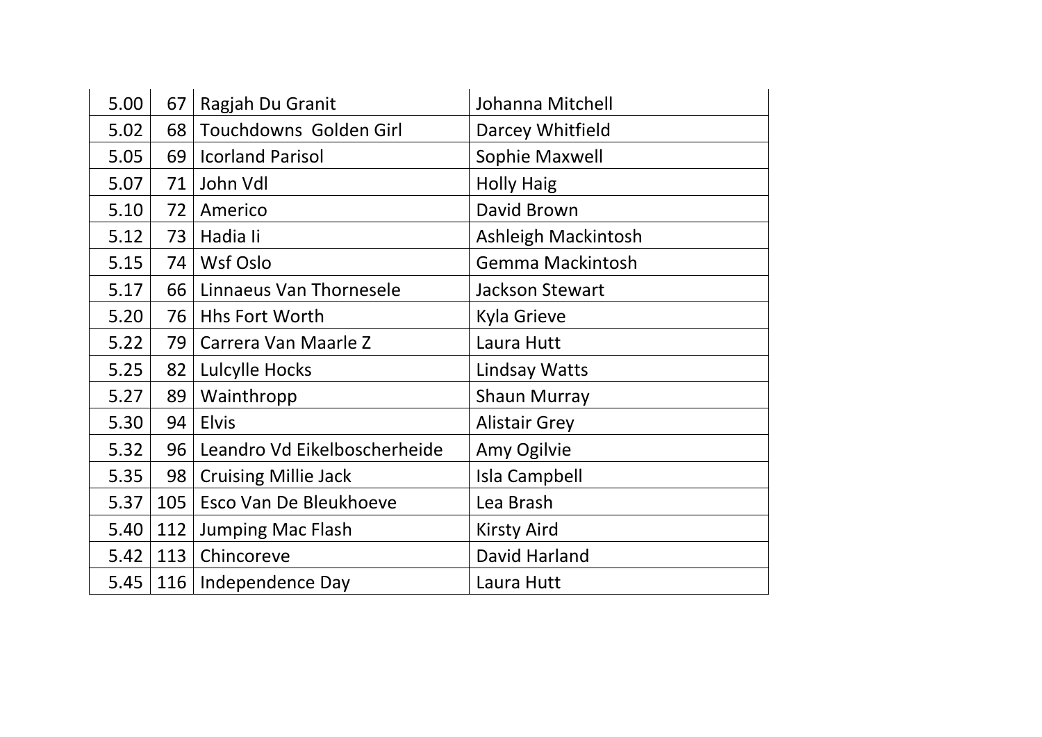| | | | |
|---|---|---|---|
| 5.00 | 67 | Ragjah Du Granit | Johanna Mitchell |
| 5.02 | 68 | Touchdowns Golden Girl | Darcey Whitfield |
| 5.05 | 69 | Icorland Parisol | Sophie Maxwell |
| 5.07 | 71 | John Vdl | Holly Haig |
| 5.10 | 72 | Americo | David Brown |
| 5.12 | 73 | Hadia Ii | Ashleigh Mackintosh |
| 5.15 | 74 | Wsf Oslo | Gemma Mackintosh |
| 5.17 | 66 | Linnaeus Van Thornesele | Jackson Stewart |
| 5.20 | 76 | Hhs Fort Worth | Kyla Grieve |
| 5.22 | 79 | Carrera Van Maarle Z | Laura Hutt |
| 5.25 | 82 | Lulcylle Hocks | Lindsay Watts |
| 5.27 | 89 | Wainthropp | Shaun Murray |
| 5.30 | 94 | Elvis | Alistair Grey |
| 5.32 | 96 | Leandro Vd Eikelboscherheide | Amy Ogilvie |
| 5.35 | 98 | Cruising Millie Jack | Isla Campbell |
| 5.37 | 105 | Esco Van De Bleukhoeve | Lea Brash |
| 5.40 | 112 | Jumping Mac Flash | Kirsty Aird |
| 5.42 | 113 | Chincoreve | David Harland |
| 5.45 | 116 | Independence Day | Laura Hutt |